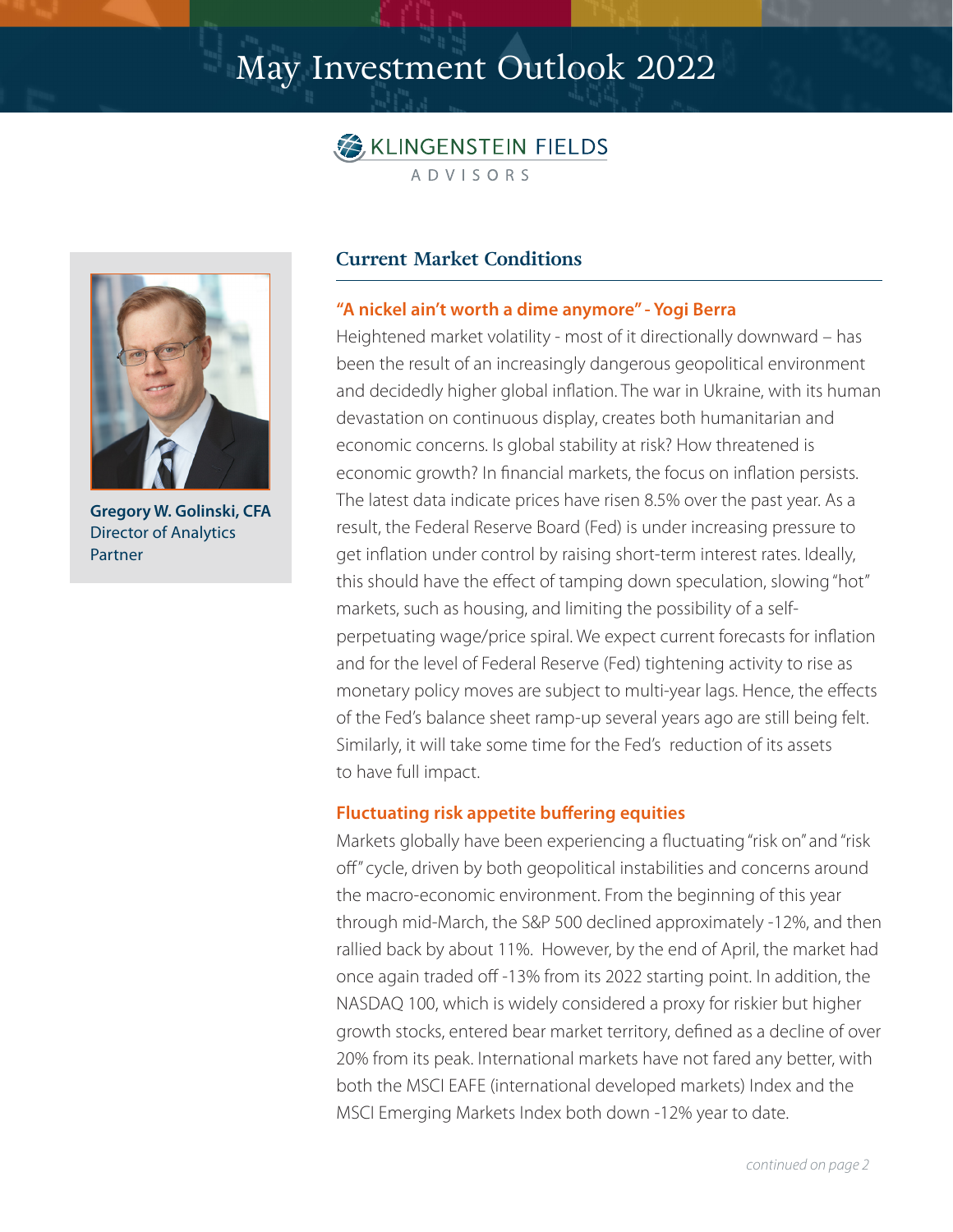# May Investment Outlook 2022

KLINGENSTEIN FIELDS ADVISORS

**Gregory W. Golinski, CFA**
Director of Analytics
Partner

## Current Market Conditions

### "A nickel ain't worth a dime anymore" - Yogi Berra

Heightened market volatility - most of it directionally downward – has been the result of an increasingly dangerous geopolitical environment and decidedly higher global inflation. The war in Ukraine, with its human devastation on continuous display, creates both humanitarian and economic concerns. Is global stability at risk? How threatened is economic growth? In financial markets, the focus on inflation persists. The latest data indicate prices have risen 8.5% over the past year. As a result, the Federal Reserve Board (Fed) is under increasing pressure to get inflation under control by raising short-term interest rates. Ideally, this should have the effect of tamping down speculation, slowing "hot" markets, such as housing, and limiting the possibility of a self-perpetuating wage/price spiral. We expect current forecasts for inflation and for the level of Federal Reserve (Fed) tightening activity to rise as monetary policy moves are subject to multi-year lags. Hence, the effects of the Fed's balance sheet ramp-up several years ago are still being felt. Similarly, it will take some time for the Fed's reduction of its assets to have full impact.

### Fluctuating risk appetite buffering equities

Markets globally have been experiencing a fluctuating "risk on" and "risk off" cycle, driven by both geopolitical instabilities and concerns around the macro-economic environment. From the beginning of this year through mid-March, the S&P 500 declined approximately -12%, and then rallied back by about 11%. However, by the end of April, the market had once again traded off -13% from its 2022 starting point. In addition, the NASDAQ 100, which is widely considered a proxy for riskier but higher growth stocks, entered bear market territory, defined as a decline of over 20% from its peak. International markets have not fared any better, with both the MSCI EAFE (international developed markets) Index and the MSCI Emerging Markets Index both down -12% year to date.

*continued on page 2*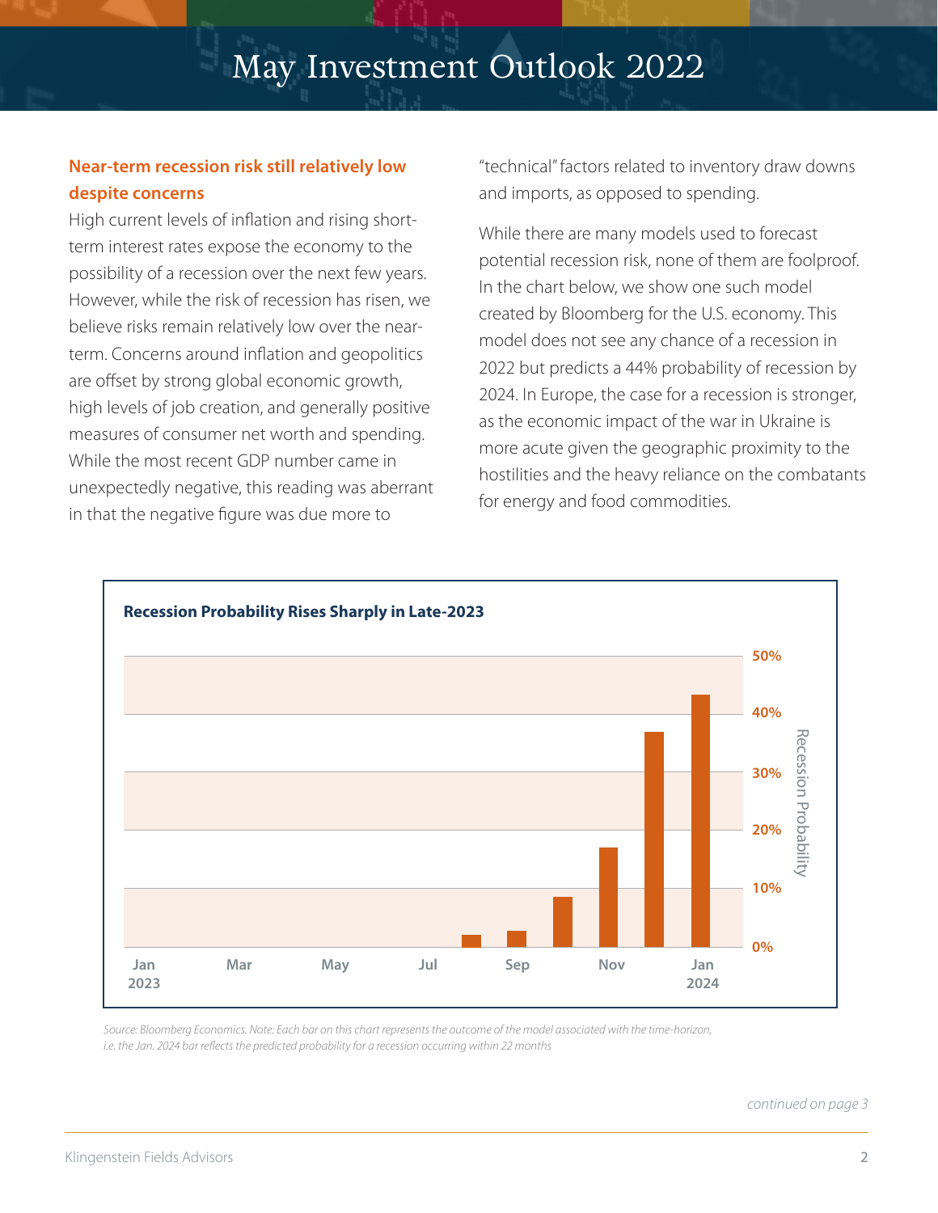## Near-term recession risk still relatively low despite concerns

High current levels of inflation and rising short-term interest rates expose the economy to the possibility of a recession over the next few years. However, while the risk of recession has risen, we believe risks remain relatively low over the near-term. Concerns around inflation and geopolitics are offset by strong global economic growth, high levels of job creation, and generally positive measures of consumer net worth and spending. While the most recent GDP number came in unexpectedly negative, this reading was aberrant in that the negative figure was due more to "technical" factors related to inventory draw downs and imports, as opposed to spending.

While there are many models used to forecast potential recession risk, none of them are foolproof. In the chart below, we show one such model created by Bloomberg for the U.S. economy. This model does not see any chance of a recession in 2022 but predicts a 44% probability of recession by 2024. In Europe, the case for a recession is stronger, as the economic impact of the war in Ukraine is more acute given the geographic proximity to the hostilities and the heavy reliance on the combatants for energy and food commodities.

**Recession Probability Rises Sharply in Late-2023**

*Source: Bloomberg Economics. Note: Each bar on this chart represents the outcome of the model associated with the time-horizon, i.e. the Jan. 2024 bar reflects the predicted probability for a recession occurring within 22 months*

*continued on page 3*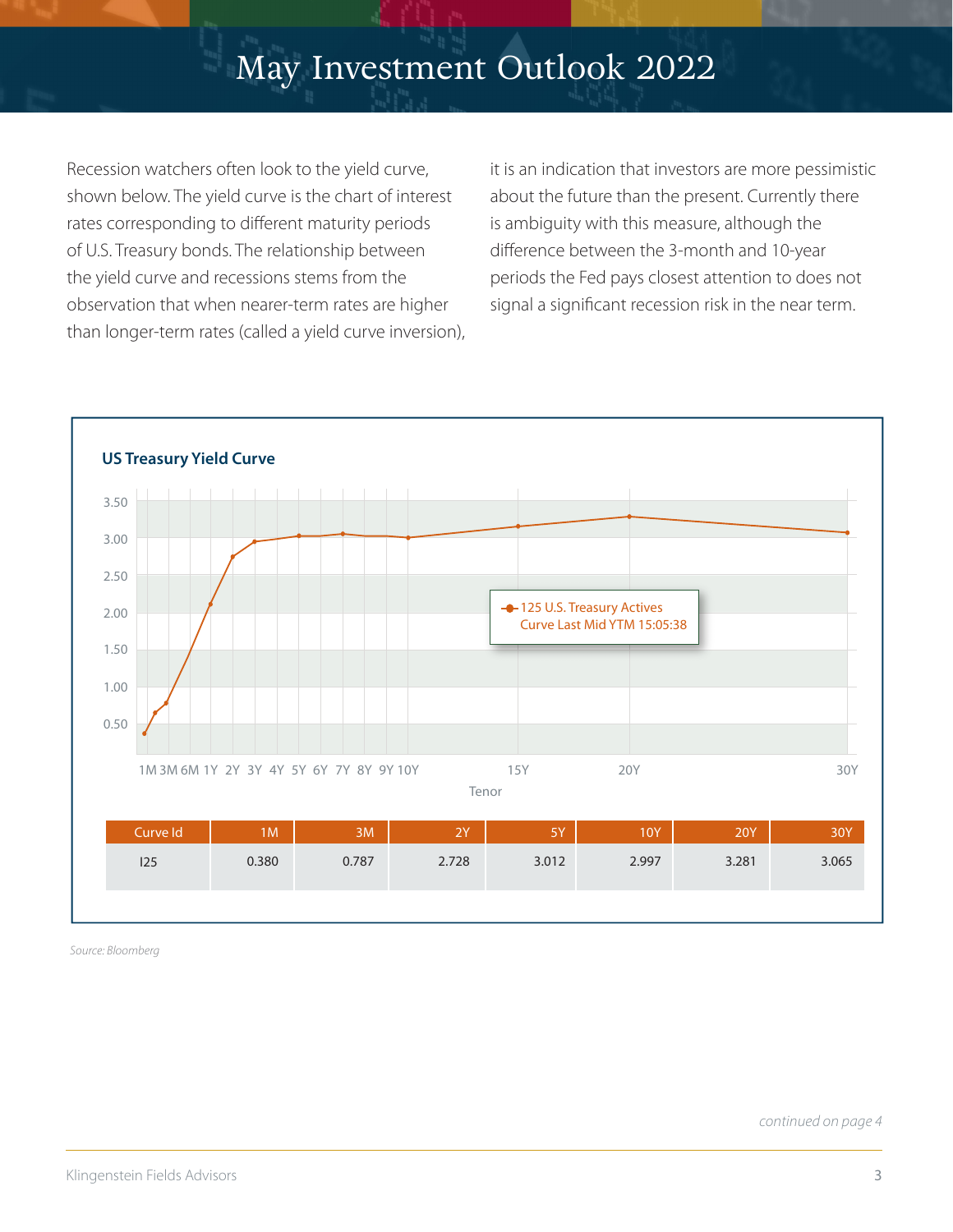# May Investment Outlook 2022

Recession watchers often look to the yield curve, shown below. The yield curve is the chart of interest rates corresponding to different maturity periods of U.S. Treasury bonds. The relationship between the yield curve and recessions stems from the observation that when nearer-term rates are higher than longer-term rates (called a yield curve inversion), it is an indication that investors are more pessimistic about the future than the present. Currently there is ambiguity with this measure, although the difference between the 3-month and 10-year periods the Fed pays closest attention to does not signal a significant recession risk in the near term.

**US Treasury Yield Curve**

| Curve Id | 1M | 3M | 2Y | 5Y | 10Y | 20Y | 30Y |
|---|---|---|---|---|---|---|---|
| I25 | 0.380 | 0.787 | 2.728 | 3.012 | 2.997 | 3.281 | 3.065 |

*Source: Bloomberg*

*continued on page 4*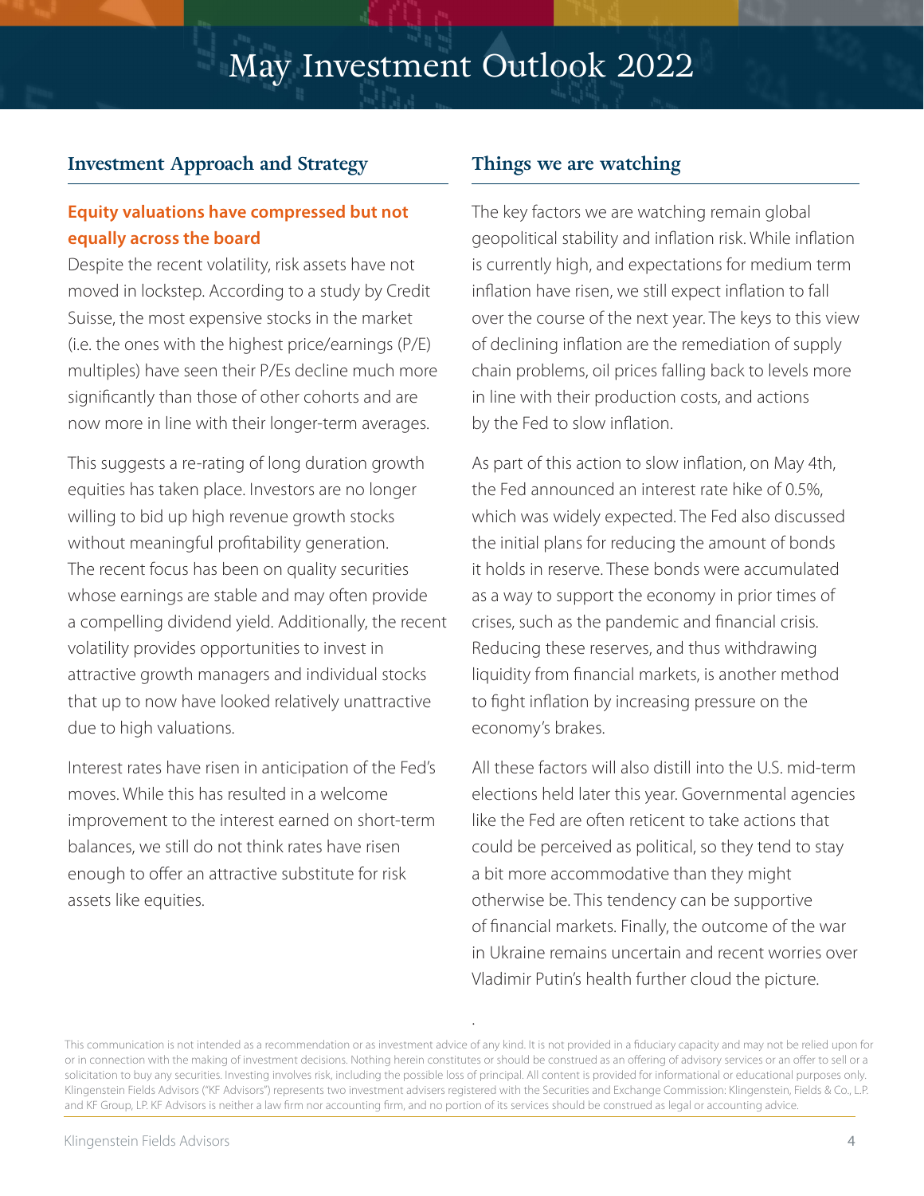# May Investment Outlook 2022

## Investment Approach and Strategy

### Equity valuations have compressed but not equally across the board

Despite the recent volatility, risk assets have not moved in lockstep. According to a study by Credit Suisse, the most expensive stocks in the market (i.e. the ones with the highest price/earnings (P/E) multiples) have seen their P/Es decline much more significantly than those of other cohorts and are now more in line with their longer-term averages.

This suggests a re-rating of long duration growth equities has taken place. Investors are no longer willing to bid up high revenue growth stocks without meaningful profitability generation. The recent focus has been on quality securities whose earnings are stable and may often provide a compelling dividend yield. Additionally, the recent volatility provides opportunities to invest in attractive growth managers and individual stocks that up to now have looked relatively unattractive due to high valuations.

Interest rates have risen in anticipation of the Fed's moves. While this has resulted in a welcome improvement to the interest earned on short-term balances, we still do not think rates have risen enough to offer an attractive substitute for risk assets like equities.

## Things we are watching

The key factors we are watching remain global geopolitical stability and inflation risk. While inflation is currently high, and expectations for medium term inflation have risen, we still expect inflation to fall over the course of the next year. The keys to this view of declining inflation are the remediation of supply chain problems, oil prices falling back to levels more in line with their production costs, and actions by the Fed to slow inflation.

As part of this action to slow inflation, on May 4th, the Fed announced an interest rate hike of 0.5%, which was widely expected. The Fed also discussed the initial plans for reducing the amount of bonds it holds in reserve. These bonds were accumulated as a way to support the economy in prior times of crises, such as the pandemic and financial crisis. Reducing these reserves, and thus withdrawing liquidity from financial markets, is another method to fight inflation by increasing pressure on the economy's brakes.

All these factors will also distill into the U.S. mid-term elections held later this year. Governmental agencies like the Fed are often reticent to take actions that could be perceived as political, so they tend to stay a bit more accommodative than they might otherwise be. This tendency can be supportive of financial markets. Finally, the outcome of the war in Ukraine remains uncertain and recent worries over Vladimir Putin's health further cloud the picture.

This communication is not intended as a recommendation or as investment advice of any kind. It is not provided in a fiduciary capacity and may not be relied upon for or in connection with the making of investment decisions. Nothing herein constitutes or should be construed as an offering of advisory services or an offer to sell or a solicitation to buy any securities. Investing involves risk, including the possible loss of principal. All content is provided for informational or educational purposes only. Klingenstein Fields Advisors ("KF Advisors") represents two investment advisers registered with the Securities and Exchange Commission: Klingenstein, Fields & Co., L.P. and KF Group, LP. KF Advisors is neither a law firm nor accounting firm, and no portion of its services should be construed as legal or accounting advice.